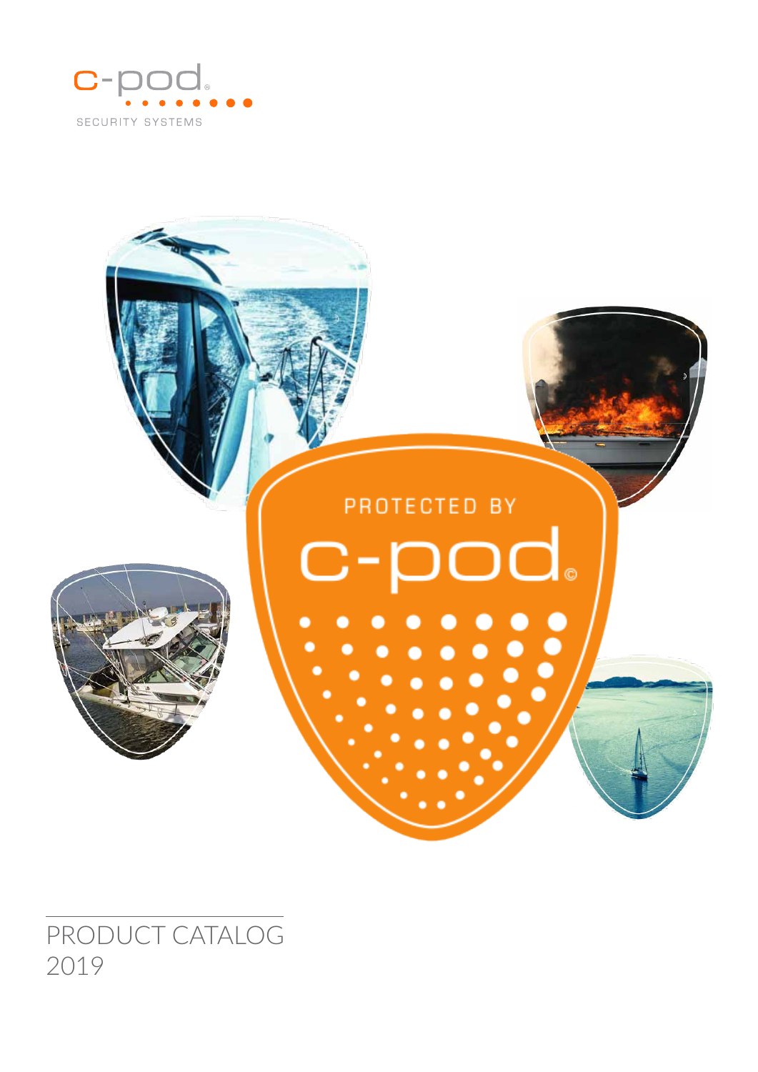c-pod®

SECURITY SYSTEMS

PROTECTED BY

c-pod©

# PRODUCT CATALOG 2019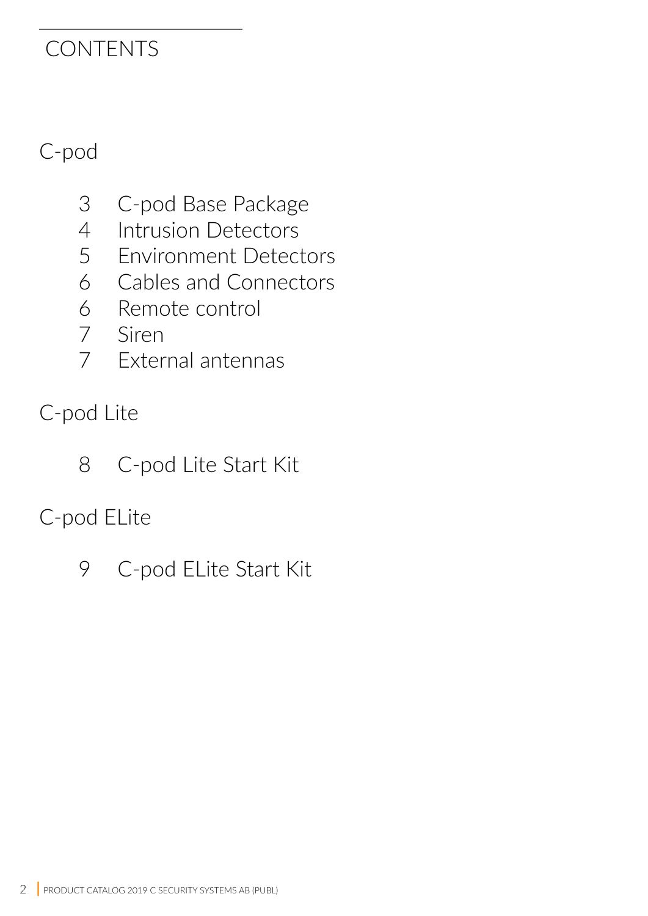# CONTENTS

## C-pod

- 3 C-pod Base Package
- 4 Intrusion Detectors
- 5 Environment Detectors
- 6 Cables and Connectors
- 6 Remote control
- 7 Siren
- 7 External antennas

## C-pod Lite

- 8 C-pod Lite Start Kit

## C-pod ELite

- 9 C-pod ELite Start Kit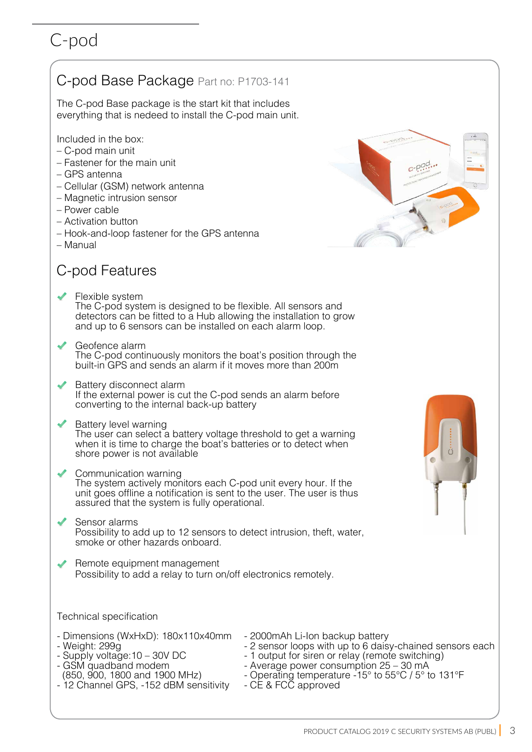# C-pod

## C-pod Base Package Part no: P1703-141

The C-pod Base package is the start kit that includes everything that is nedeed to install the C-pod main unit.

Included in the box:

– C-pod main unit
– Fastener for the main unit
– GPS antenna
– Cellular (GSM) network antenna
– Magnetic intrusion sensor
– Power cable
– Activation button
– Hook-and-loop fastener for the GPS antenna
– Manual

## C-pod Features

- ✔ Flexible system
  The C-pod system is designed to be flexible. All sensors and detectors can be fitted to a Hub allowing the installation to grow and up to 6 sensors can be installed on each alarm loop.

- ✔ Geofence alarm
  The C-pod continuously monitors the boat's position through the built-in GPS and sends an alarm if it moves more than 200m

- ✔ Battery disconnect alarm
  If the external power is cut the C-pod sends an alarm before converting to the internal back-up battery

- ✔ Battery level warning
  The user can select a battery voltage threshold to get a warning when it is time to charge the boat's batteries or to detect when shore power is not available

- ✔ Communication warning
  The system actively monitors each C-pod unit every hour. If the unit goes offline a notification is sent to the user. The user is thus assured that the system is fully operational.

- ✔ Sensor alarms
  Possibility to add up to 12 sensors to detect intrusion, theft, water, smoke or other hazards onboard.

- ✔ Remote equipment management
  Possibility to add a relay to turn on/off electronics remotely.

Technical specification

- Dimensions (WxHxD): 180x110x40mm
- Weight: 299g
- Supply voltage:10 – 30V DC
- GSM quadband modem
  (850, 900, 1800 and 1900 MHz)
- 12 Channel GPS, -152 dBM sensitivity
- 2000mAh Li-Ion backup battery
- 2 sensor loops with up to 6 daisy-chained sensors each
- 1 output for siren or relay (remote switching)
- Average power consumption 25 – 30 mA
- Operating temperature -15° to 55°C / 5° to 131°F
- CE & FCC approved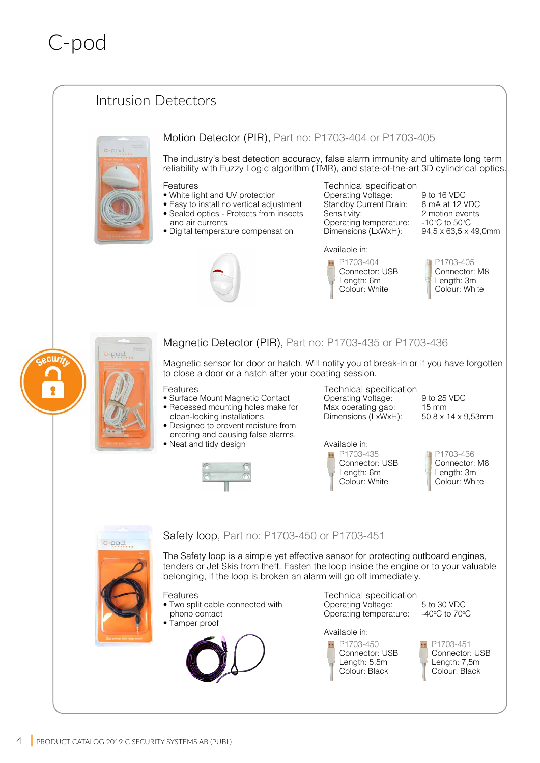# C-pod

## Intrusion Detectors

### Motion Detector (PIR), Part no: P1703-404 or P1703-405

The industry's best detection accuracy, false alarm immunity and ultimate long term reliability with Fuzzy Logic algorithm (TMR), and state-of-the-art 3D cylindrical optics.

**Features**

- White light and UV protection
- Easy to install no vertical adjustment
- Sealed optics - Protects from insects and air currents
- Digital temperature compensation

**Technical specification**

| | |
|---|---|
| Operating Voltage: | 9 to 16 VDC |
| Standby Current Drain: | 8 mA at 12 VDC |
| Sensitivity: | 2 motion events |
| Operating temperature: | -10ºC to 50ºC |
| Dimensions (LxWxH): | 94,5 x 63,5 x 49,0mm |

Available in:

P1703-404
Connector: USB
Length: 6m
Colour: White

P1703-405
Connector: M8
Length: 3m
Colour: White

### Magnetic Detector (PIR), Part no: P1703-435 or P1703-436

Magnetic sensor for door or hatch. Will notify you of break-in or if you have forgotten to close a door or a hatch after your boating session.

**Features**

- Surface Mount Magnetic Contact
- Recessed mounting holes make for clean-looking installations.
- Designed to prevent moisture from entering and causing false alarms.
- Neat and tidy design

**Technical specification**

| | |
|---|---|
| Operating Voltage: | 9 to 25 VDC |
| Max operating gap: | 15 mm |
| Dimensions (LxWxH): | 50,8 x 14 x 9,53mm |

Available in:

P1703-435
Connector: USB
Length: 6m
Colour: White

P1703-436
Connector: M8
Length: 3m
Colour: White

### Safety loop, Part no: P1703-450 or P1703-451

The Safety loop is a simple yet effective sensor for protecting outboard engines, tenders or Jet Skis from theft. Fasten the loop inside the engine or to your valuable belonging, if the loop is broken an alarm will go off immediately.

**Features**

- Two split cable connected with phono contact
- Tamper proof

**Technical specification**

| | |
|---|---|
| Operating Voltage: | 5 to 30 VDC |
| Operating temperature: | -40ºC to 70ºC |

Available in:

P1703-450
Connector: USB
Length: 5,5m
Colour: Black

P1703-451
Connector: USB
Length: 7,5m
Colour: Black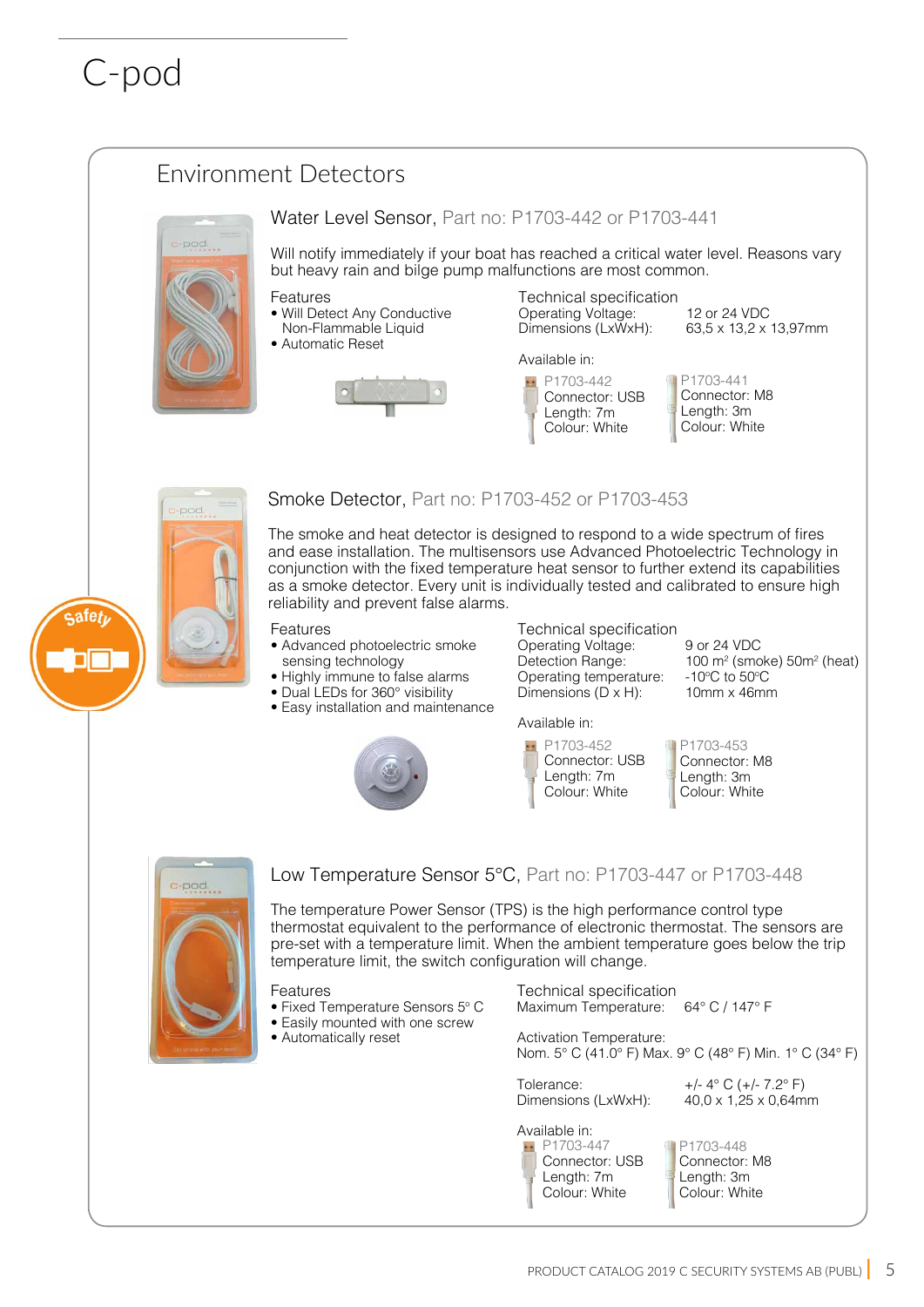# C-pod

## Environment Detectors

### Water Level Sensor, Part no: P1703-442 or P1703-441

Will notify immediately if your boat has reached a critical water level. Reasons vary but heavy rain and bilge pump malfunctions are most common.

**Features**
- Will Detect Any Conductive Non-Flammable Liquid
- Automatic Reset

**Technical specification**

| | |
|---|---|
| Operating Voltage: | 12 or 24 VDC |
| Dimensions (LxWxH): | 63,5 x 13,2 x 13,97mm |

Available in:

| P1703-442 | P1703-441 |
|---|---|
| Connector: USB | Connector: M8 |
| Length: 7m | Length: 3m |
| Colour: White | Colour: White |

### Smoke Detector, Part no: P1703-452 or P1703-453

Safety

The smoke and heat detector is designed to respond to a wide spectrum of fires and ease installation. The multisensors use Advanced Photoelectric Technology in conjunction with the fixed temperature heat sensor to further extend its capabilities as a smoke detector. Every unit is individually tested and calibrated to ensure high reliability and prevent false alarms.

**Features**
- Advanced photoelectric smoke sensing technology
- Highly immune to false alarms
- Dual LEDs for 360° visibility
- Easy installation and maintenance

**Technical specification**

| | |
|---|---|
| Operating Voltage: | 9 or 24 VDC |
| Detection Range: | 100 m² (smoke) 50m² (heat) |
| Operating temperature: | -10ºC to 50ºC |
| Dimensions (D x H): | 10mm x 46mm |

Available in:

| P1703-452 | P1703-453 |
|---|---|
| Connector: USB | Connector: M8 |
| Length: 7m | Length: 3m |
| Colour: White | Colour: White |

### Low Temperature Sensor 5°C, Part no: P1703-447 or P1703-448

The temperature Power Sensor (TPS) is the high performance control type thermostat equivalent to the performance of electronic thermostat. The sensors are pre-set with a temperature limit. When the ambient temperature goes below the trip temperature limit, the switch configuration will change.

**Features**
- Fixed Temperature Sensors 5° C
- Easily mounted with one screw
- Automatically reset

**Technical specification**

Maximum Temperature: 64° C / 147° F

Activation Temperature:
Nom. 5° C (41.0° F) Max. 9° C (48° F) Min. 1° C (34° F)

| | |
|---|---|
| Tolerance: | +/- 4° C (+/- 7.2° F) |
| Dimensions (LxWxH): | 40,0 x 1,25 x 0,64mm |

Available in:

| P1703-447 | P1703-448 |
|---|---|
| Connector: USB | Connector: M8 |
| Length: 7m | Length: 3m |
| Colour: White | Colour: White |

PRODUCT CATALOG 2019 C SECURITY SYSTEMS AB (PUBL)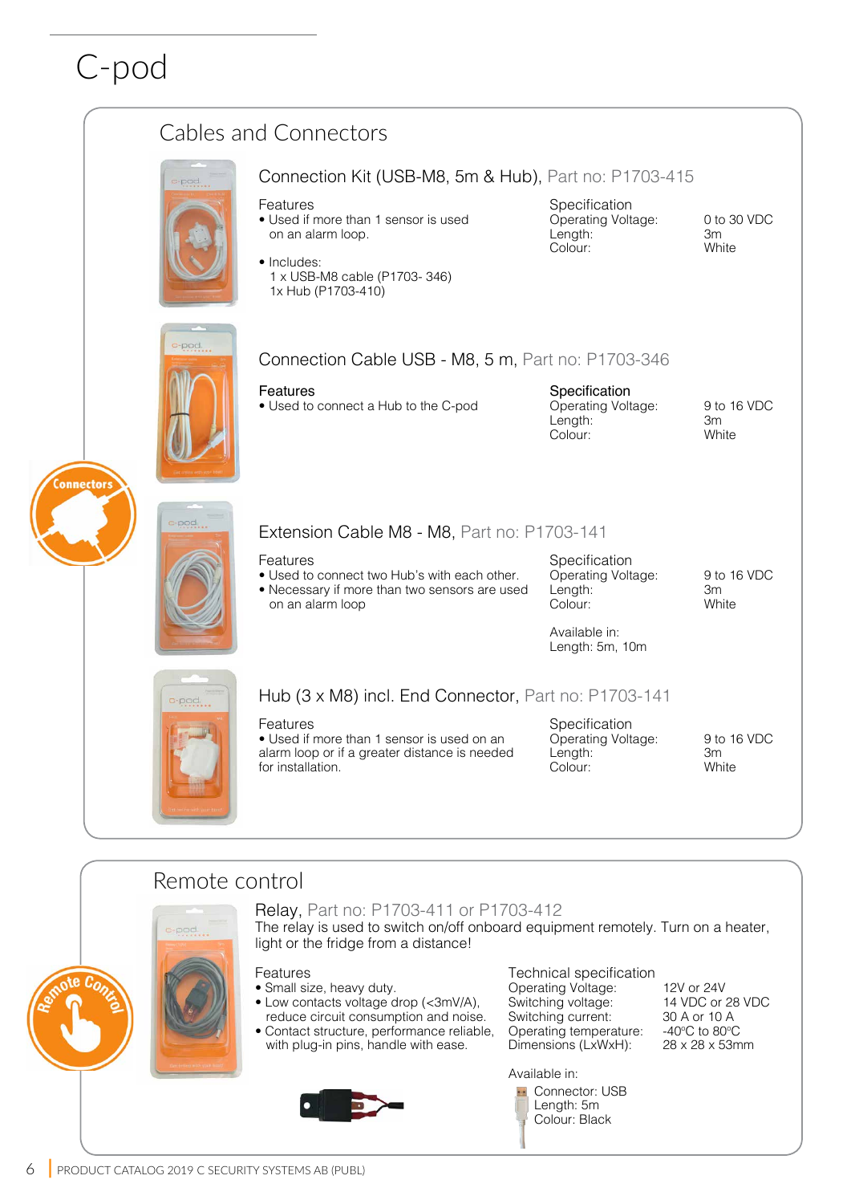# C-pod

## Cables and Connectors

### Connection Kit (USB-M8, 5m & Hub), Part no: P1703-415

Features
- Used if more than 1 sensor is used on an alarm loop.
- Includes:
  1 x USB-M8 cable (P1703- 346)
  1x Hub (P1703-410)

| Specification | |
|---|---|
| Operating Voltage: | 0 to 30 VDC |
| Length: | 3m |
| Colour: | White |

### Connection Cable USB - M8, 5 m, Part no: P1703-346

**Features**
- Used to connect a Hub to the C-pod

| Specification | |
|---|---|
| Operating Voltage: | 9 to 16 VDC |
| Length: | 3m |
| Colour: | White |

Connectors

### Extension Cable M8 - M8, Part no: P1703-141

Features
- Used to connect two Hub's with each other.
- Necessary if more than two sensors are used on an alarm loop

| Specification | |
|---|---|
| Operating Voltage: | 9 to 16 VDC |
| Length: | 3m |
| Colour: | White |

Available in:
Length: 5m, 10m

### Hub (3 x M8) incl. End Connector, Part no: P1703-141

Features
- Used if more than 1 sensor is used on an alarm loop or if a greater distance is needed for installation.

| Specification | |
|---|---|
| Operating Voltage: | 9 to 16 VDC |
| Length: | 3m |
| Colour: | White |

## Remote control

Remote Control

### Relay, Part no: P1703-411 or P1703-412

The relay is used to switch on/off onboard equipment remotely. Turn on a heater, light or the fridge from a distance!

Features
- Small size, heavy duty.
- Low contacts voltage drop (<3mV/A), reduce circuit consumption and noise.
- Contact structure, performance reliable, with plug-in pins, handle with ease.

| Technical specification | |
|---|---|
| Operating Voltage: | 12V or 24V |
| Switching voltage: | 14 VDC or 28 VDC |
| Switching current: | 30 A or 10 A |
| Operating temperature: | -40°C to 80°C |
| Dimensions (LxWxH): | 28 x 28 x 53mm |

Available in:
Connector: USB
Length: 5m
Colour: Black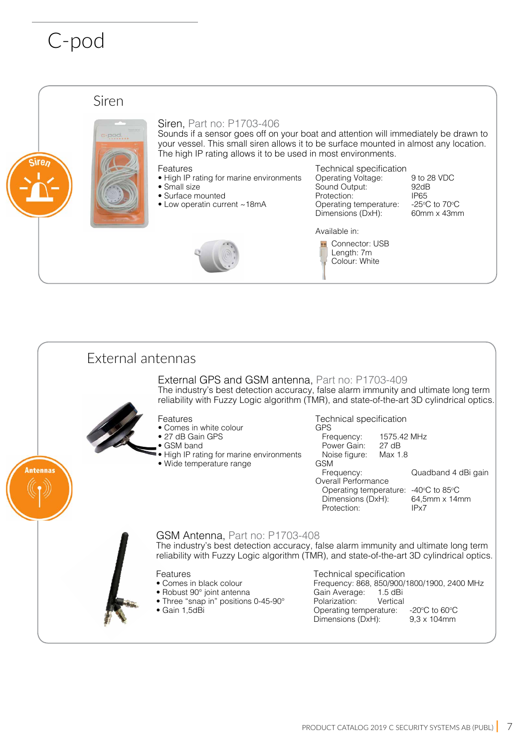# C-pod

## Siren

### Siren, Part no: P1703-406

Sounds if a sensor goes off on your boat and attention will immediately be drawn to your vessel. This small siren allows it to be surface mounted in almost any location. The high IP rating allows it to be used in most environments.

**Features**

- High IP rating for marine environments
- Small size
- Surface mounted
- Low operatin current ~18mA

**Technical specification**

| | |
|---|---|
| Operating Voltage: | 9 to 28 VDC |
| Sound Output: | 92dB |
| Protection: | IP65 |
| Operating temperature: | -25ºC to 70ºC |
| Dimensions (DxH): | 60mm x 43mm |

Available in:

Connector: USB
Length: 7m
Colour: White

## External antennas

### External GPS and GSM antenna, Part no: P1703-409

The industry's best detection accuracy, false alarm immunity and ultimate long term reliability with Fuzzy Logic algorithm (TMR), and state-of-the-art 3D cylindrical optics.

**Features**

- Comes in white colour
- 27 dB Gain GPS
- GSM band
- High IP rating for marine environments
- Wide temperature range

**Technical specification**

GPS

| | |
|---|---|
| Frequency: | 1575.42 MHz |
| Power Gain: | 27 dB |
| Noise figure: | Max 1.8 |

GSM

| | |
|---|---|
| Frequency: | Quadband 4 dBi gain |

Overall Performance

| | |
|---|---|
| Operating temperature: | -40ºC to 85ºC |
| Dimensions (DxH): | 64,5mm x 14mm |
| Protection: | IPx7 |

### GSM Antenna, Part no: P1703-408

The industry's best detection accuracy, false alarm immunity and ultimate long term reliability with Fuzzy Logic algorithm (TMR), and state-of-the-art 3D cylindrical optics.

**Features**

- Comes in black colour
- Robust 90° joint antenna
- Three "snap in" positions 0-45-90°
- Gain 1,5dBi

**Technical specification**

Frequency: 868, 850/900/1800/1900, 2400 MHz

| | |
|---|---|
| Gain Average: | 1.5 dBi |
| Polarization: | Vertical |
| Operating temperature: | -20ºC to 60ºC |
| Dimensions (DxH): | 9,3 x 104mm |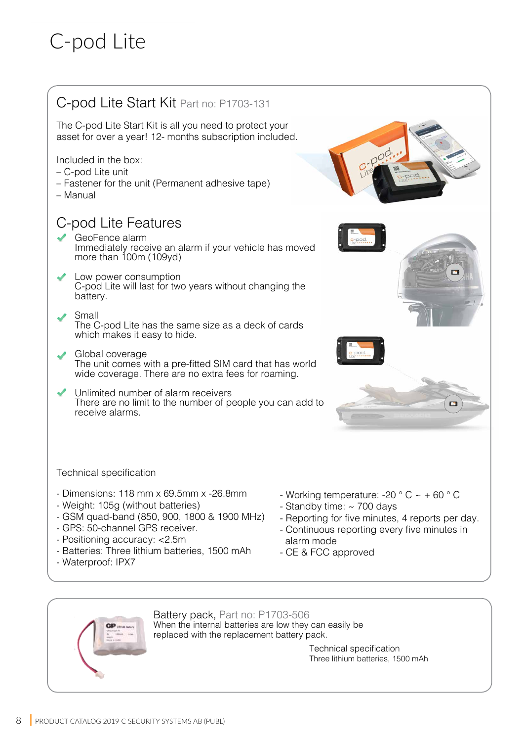# C-pod Lite

## C-pod Lite Start Kit Part no: P1703-131

The C-pod Lite Start Kit is all you need to protect your asset for over a year! 12- months subscription included.

Included in the box:
– C-pod Lite unit
– Fastener for the unit (Permanent adhesive tape)
– Manual

## C-pod Lite Features

- **GeoFence alarm**
  Immediately receive an alarm if your vehicle has moved more than 100m (109yd)
- **Low power consumption**
  C-pod Lite will last for two years without changing the battery.
- **Small**
  The C-pod Lite has the same size as a deck of cards which makes it easy to hide.
- **Global coverage**
  The unit comes with a pre-fitted SIM card that has world wide coverage. There are no extra fees for roaming.
- **Unlimited number of alarm receivers**
  There are no limit to the number of people you can add to receive alarms.

Technical specification

- Dimensions: 118 mm x 69.5mm x -26.8mm
- Weight: 105g (without batteries)
- GSM quad-band (850, 900, 1800 & 1900 MHz)
- GPS: 50-channel GPS receiver.
- Positioning accuracy: <2.5m
- Batteries: Three lithium batteries, 1500 mAh
- Waterproof: IPX7
- Working temperature: -20 ° C ~ + 60 ° C
- Standby time: ~ 700 days
- Reporting for five minutes, 4 reports per day.
- Continuous reporting every five minutes in alarm mode
- CE & FCC approved

## Battery pack, Part no: P1703-506

When the internal batteries are low they can easily be replaced with the replacement battery pack.

Technical specification
Three lithium batteries, 1500 mAh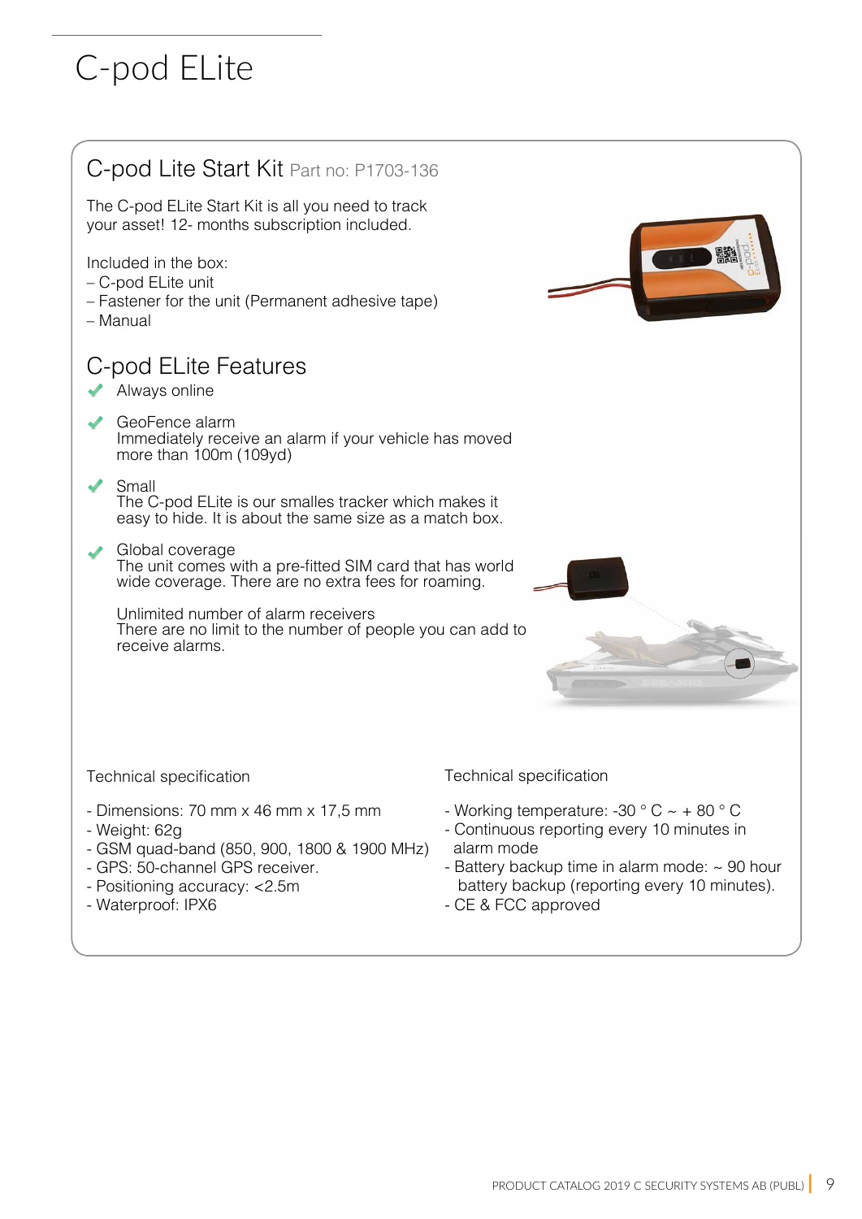# C-pod ELite

## C-pod Lite Start Kit Part no: P1703-136

The C-pod ELite Start Kit is all you need to track your asset! 12- months subscription included.

Included in the box:
– C-pod ELite unit
– Fastener for the unit (Permanent adhesive tape)
– Manual

## C-pod ELite Features

- Always online
- GeoFence alarm
  Immediately receive an alarm if your vehicle has moved more than 100m (109yd)
- Small
  The C-pod ELite is our smalles tracker which makes it easy to hide. It is about the same size as a match box.
- Global coverage
  The unit comes with a pre-fitted SIM card that has world wide coverage. There are no extra fees for roaming.

  Unlimited number of alarm receivers
  There are no limit to the number of people you can add to receive alarms.

Technical specification

- Dimensions: 70 mm x 46 mm x 17,5 mm
- Weight: 62g
- GSM quad-band (850, 900, 1800 & 1900 MHz)
- GPS: 50-channel GPS receiver.
- Positioning accuracy: <2.5m
- Waterproof: IPX6

Technical specification

- Working temperature: -30 ° C ~ + 80 ° C
- Continuous reporting every 10 minutes in alarm mode
- Battery backup time in alarm mode: ~ 90 hour battery backup (reporting every 10 minutes).
- CE & FCC approved